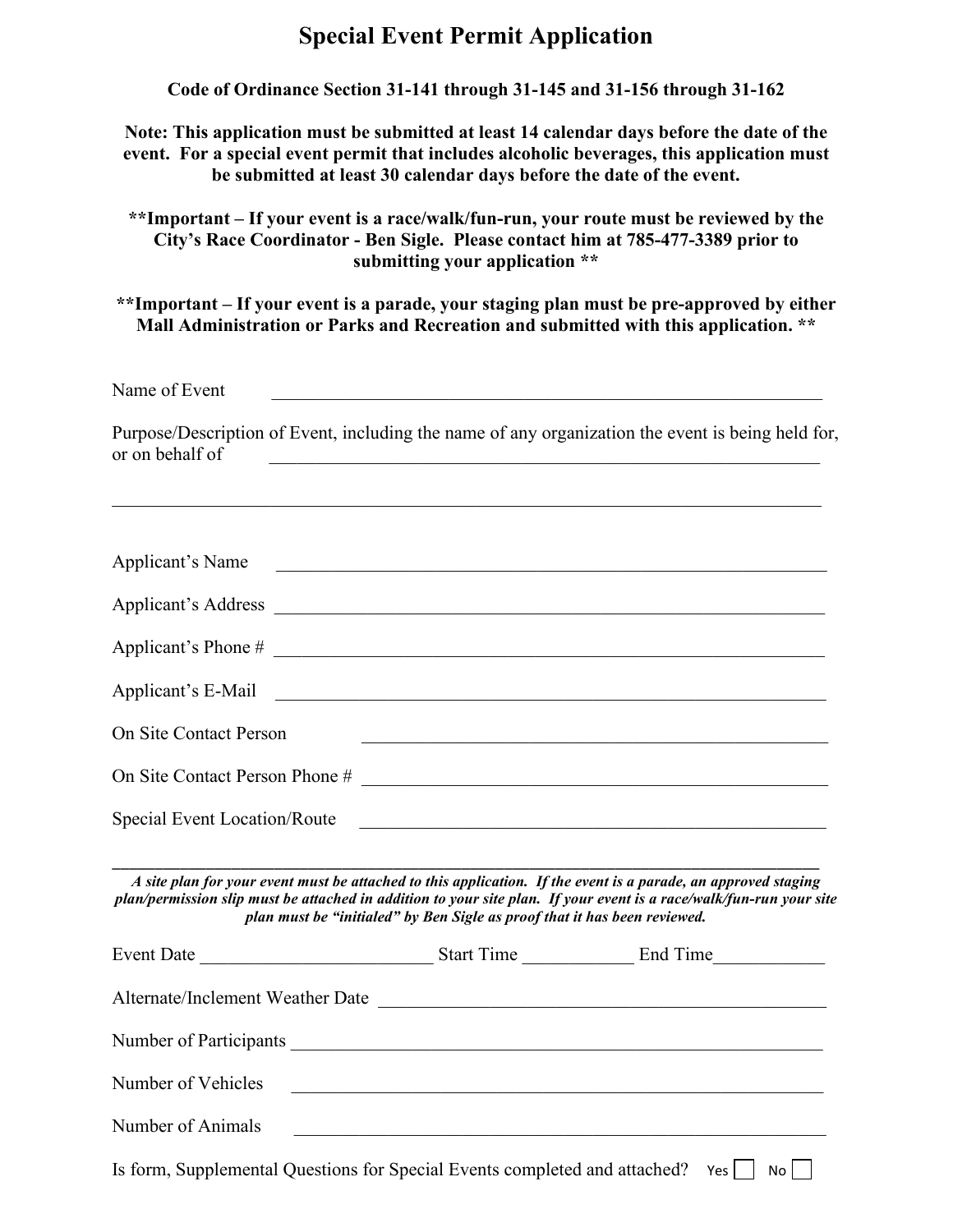# Special Event Permit Application

**Code of Ordinance Section 31-141 through 31-145 and 31-156 through 31-162**

**Note: This application must be submitted at least 14 calendar days before the date of the event. For a special event permit that includes alcoholic beverages, this application must be submitted at least 30 calendar days before the date of the event.**

****Important – If your event is a race/walk/fun-run, your route must be reviewed by the City's Race Coordinator - Ben Sigle. Please contact him at 785-477-3389 prior to submitting your application ****

****Important – If your event is a parade, your staging plan must be pre-approved by either Mall Administration or Parks and Recreation and submitted with this application. ****

Name of Event ________________________________________________________________

Purpose/Description of Event, including the name of any organization the event is being held for, or on behalf of ________________________________________________________________

________________________________________________________________________________

Applicant's Name ________________________________________________________________

Applicant's Address ______________________________________________________________

Applicant's Phone # ______________________________________________________________

Applicant's E-Mail ________________________________________________________________

On Site Contact Person ____________________________________________________

On Site Contact Person Phone # _____________________________________________

Special Event Location/Route _______________________________________________

________________________________________________________________________________

*A site plan for your event must be attached to this application. If the event is a parade, an approved staging plan/permission slip must be attached in addition to your site plan. If your event is a race/walk/fun-run your site plan must be "initialed" by Ben Sigle as proof that it has been reviewed.*

Event Date ________________________ Start Time ____________ End Time____________

Alternate/Inclement Weather Date _______________________________________________

Number of Participants ____________________________________________________________

Number of Vehicles ______________________________________________________________

Number of Animals ______________________________________________________________

Is form, Supplemental Questions for Special Events completed and attached? Yes ☐ No ☐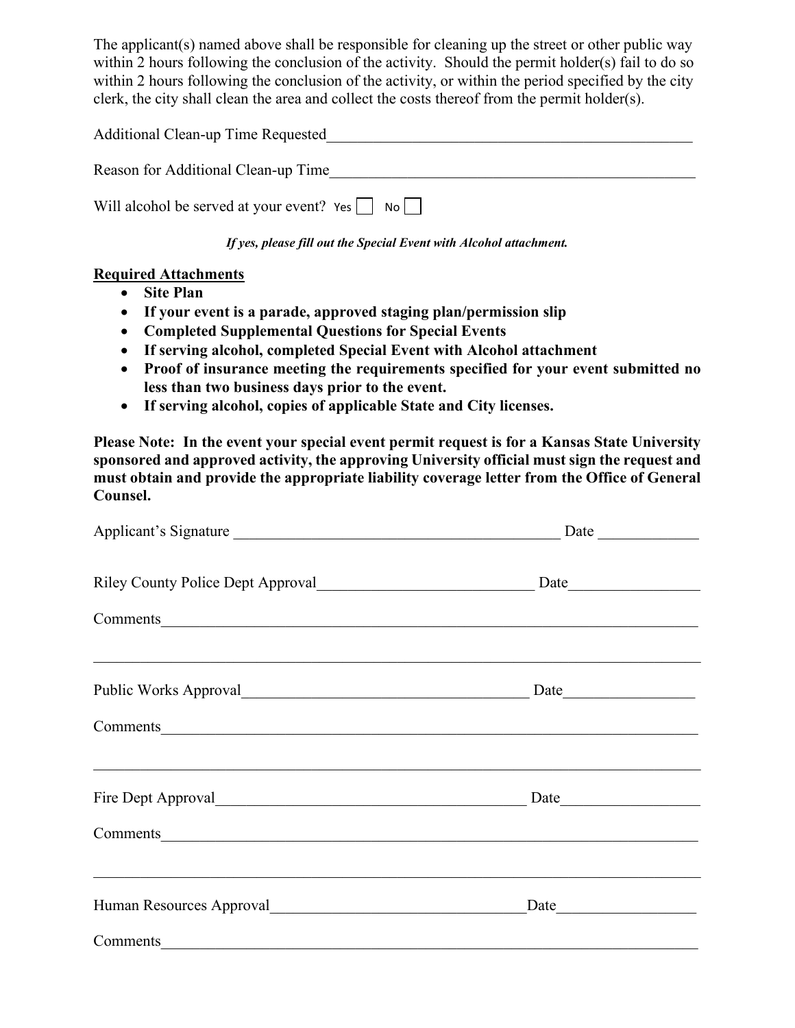The applicant(s) named above shall be responsible for cleaning up the street or other public way within 2 hours following the conclusion of the activity. Should the permit holder(s) fail to do so within 2 hours following the conclusion of the activity, or within the period specified by the city clerk, the city shall clean the area and collect the costs thereof from the permit holder(s).

Additional Clean-up Time Requested\_\_\_\_\_\_\_\_\_\_\_\_\_\_\_\_\_\_\_\_\_\_\_\_\_\_\_\_\_\_\_\_\_\_\_\_\_\_\_\_\_\_\_\_\_\_\_\_

Reason for Additional Clean-up Time\_\_\_\_\_\_\_\_\_\_\_\_\_\_\_\_\_\_\_\_\_\_\_\_\_\_\_\_\_\_\_\_\_\_\_\_\_\_\_\_\_\_\_\_\_\_\_\_

Will alcohol be served at your event? Yes ☐ No ☐

***If yes, please fill out the Special Event with Alcohol attachment.***

**Required Attachments**

- **Site Plan**
- **If your event is a parade, approved staging plan/permission slip**
- **Completed Supplemental Questions for Special Events**
- **If serving alcohol, completed Special Event with Alcohol attachment**
- **Proof of insurance meeting the requirements specified for your event submitted no less than two business days prior to the event.**
- **If serving alcohol, copies of applicable State and City licenses.**

**Please Note: In the event your special event permit request is for a Kansas State University sponsored and approved activity, the approving University official must sign the request and must obtain and provide the appropriate liability coverage letter from the Office of General Counsel.**

Applicant's Signature \_\_\_\_\_\_\_\_\_\_\_\_\_\_\_\_\_\_\_\_\_\_\_\_\_\_\_\_\_\_\_\_\_\_\_\_\_\_\_\_\_\_ Date \_\_\_\_\_\_\_\_\_\_\_\_\_

Riley County Police Dept Approval\_\_\_\_\_\_\_\_\_\_\_\_\_\_\_\_\_\_\_\_\_\_\_\_\_\_\_\_ Date\_\_\_\_\_\_\_\_\_\_\_\_\_\_\_\_\_

Comments\_\_\_\_\_\_\_\_\_\_\_\_\_\_\_\_\_\_\_\_\_\_\_\_\_\_\_\_\_\_\_\_\_\_\_\_\_\_\_\_\_\_\_\_\_\_\_\_\_\_\_\_\_\_\_\_\_\_\_\_\_\_\_\_\_\_\_\_\_

\_\_\_\_\_\_\_\_\_\_\_\_\_\_\_\_\_\_\_\_\_\_\_\_\_\_\_\_\_\_\_\_\_\_\_\_\_\_\_\_\_\_\_\_\_\_\_\_\_\_\_\_\_\_\_\_\_\_\_\_\_\_\_\_\_\_\_\_\_\_\_\_\_\_\_\_\_\_

Public Works Approval\_\_\_\_\_\_\_\_\_\_\_\_\_\_\_\_\_\_\_\_\_\_\_\_\_\_\_\_\_\_\_\_\_\_\_\_\_\_ Date\_\_\_\_\_\_\_\_\_\_\_\_\_\_\_\_\_

Comments\_\_\_\_\_\_\_\_\_\_\_\_\_\_\_\_\_\_\_\_\_\_\_\_\_\_\_\_\_\_\_\_\_\_\_\_\_\_\_\_\_\_\_\_\_\_\_\_\_\_\_\_\_\_\_\_\_\_\_\_\_\_\_\_\_\_\_\_\_

\_\_\_\_\_\_\_\_\_\_\_\_\_\_\_\_\_\_\_\_\_\_\_\_\_\_\_\_\_\_\_\_\_\_\_\_\_\_\_\_\_\_\_\_\_\_\_\_\_\_\_\_\_\_\_\_\_\_\_\_\_\_\_\_\_\_\_\_\_\_\_\_\_\_\_\_\_\_

Fire Dept Approval\_\_\_\_\_\_\_\_\_\_\_\_\_\_\_\_\_\_\_\_\_\_\_\_\_\_\_\_\_\_\_\_\_\_\_\_\_\_\_\_\_ Date\_\_\_\_\_\_\_\_\_\_\_\_\_\_\_\_\_\_

Comments\_\_\_\_\_\_\_\_\_\_\_\_\_\_\_\_\_\_\_\_\_\_\_\_\_\_\_\_\_\_\_\_\_\_\_\_\_\_\_\_\_\_\_\_\_\_\_\_\_\_\_\_\_\_\_\_\_\_\_\_\_\_\_\_\_\_\_\_\_

\_\_\_\_\_\_\_\_\_\_\_\_\_\_\_\_\_\_\_\_\_\_\_\_\_\_\_\_\_\_\_\_\_\_\_\_\_\_\_\_\_\_\_\_\_\_\_\_\_\_\_\_\_\_\_\_\_\_\_\_\_\_\_\_\_\_\_\_\_\_\_\_\_\_\_\_\_\_

Human Resources Approval\_\_\_\_\_\_\_\_\_\_\_\_\_\_\_\_\_\_\_\_\_\_\_\_\_\_\_\_\_\_\_\_\_\_Date\_\_\_\_\_\_\_\_\_\_\_\_\_\_\_\_\_\_

Comments\_\_\_\_\_\_\_\_\_\_\_\_\_\_\_\_\_\_\_\_\_\_\_\_\_\_\_\_\_\_\_\_\_\_\_\_\_\_\_\_\_\_\_\_\_\_\_\_\_\_\_\_\_\_\_\_\_\_\_\_\_\_\_\_\_\_\_\_\_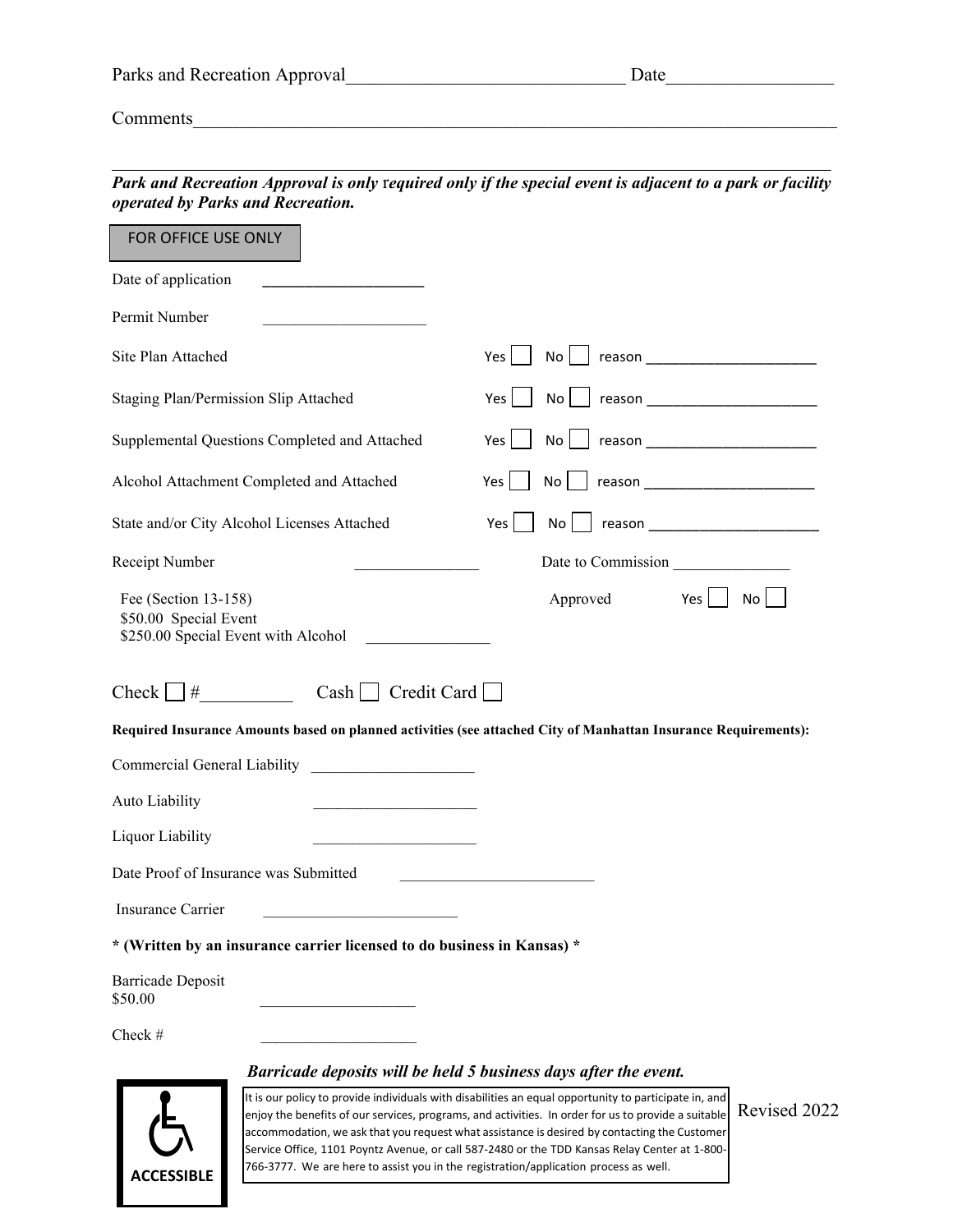Parks and Recreation Approval______________________________ Date_________________

Comments_______________________________________________________________________

_______________________________________________________________________________

***Park and Recreation Approval is only required only if the special event is adjacent to a park or facility operated by Parks and Recreation.***

FOR OFFICE USE ONLY

Date of application ____________________

Permit Number ____________________

Site Plan Attached Yes ☐ No ☐ reason ______________________

Staging Plan/Permission Slip Attached Yes ☐ No ☐ reason ______________________

Supplemental Questions Completed and Attached Yes ☐ No ☐ reason ______________________

Alcohol Attachment Completed and Attached Yes ☐ No ☐ reason ______________________

State and/or City Alcohol Licenses Attached Yes ☐ No ☐ reason ______________________

Receipt Number _______________ Date to Commission _______________

Fee (Section 13-158)
$50.00 Special Event
$250.00 Special Event with Alcohol _______________

Approved Yes ☐ No ☐

Check ☐ #__________ Cash ☐ Credit Card ☐

**Required Insurance Amounts based on planned activities (see attached City of Manhattan Insurance Requirements):**

Commercial General Liability ____________________

Auto Liability ____________________

Liquor Liability ____________________

Date Proof of Insurance was Submitted ________________________

Insurance Carrier ________________________

*** (Written by an insurance carrier licensed to do business in Kansas) ***

Barricade Deposit
$50.00 ____________________

Check # ____________________

***Barricade deposits will be held 5 business days after the event.***

ACCESSIBLE

It is our policy to provide individuals with disabilities an equal opportunity to participate in, and enjoy the benefits of our services, programs, and activities. In order for us to provide a suitable accommodation, we ask that you request what assistance is desired by contacting the Customer Service Office, 1101 Poyntz Avenue, or call 587-2480 or the TDD Kansas Relay Center at 1-800-766-3777. We are here to assist you in the registration/application process as well.

Revised 2022